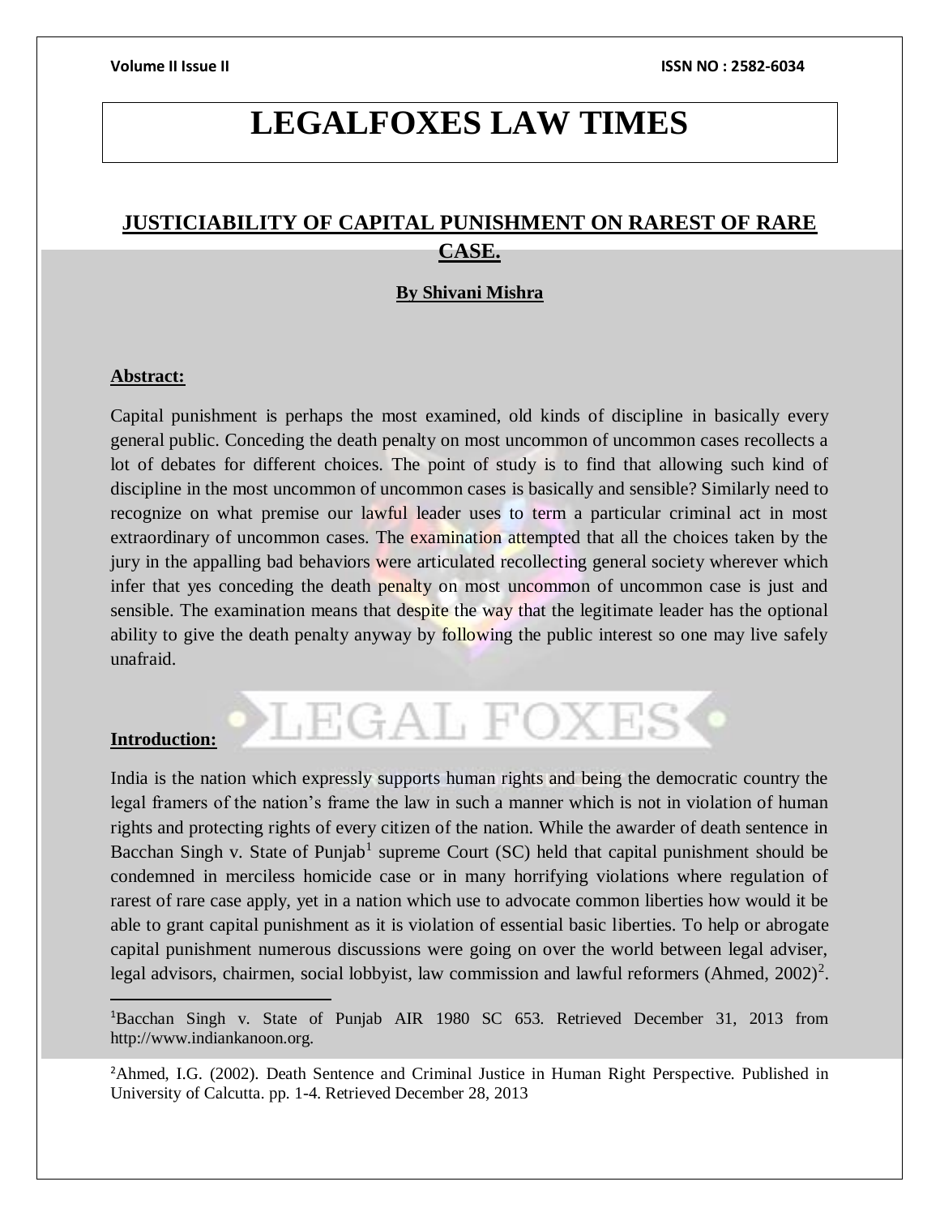# LEGALFOXES LAW TIMES

## JUSTICIABILITY OF CAPITAL PUNISHMENT ON RAREST OF RARE CASE.

**By Shivani Mishra**

**Abstract:**

Capital punishment is perhaps the most examined, old kinds of discipline in basically every general public. Conceding the death penalty on most uncommon of uncommon cases recollects a lot of debates for different choices. The point of study is to find that allowing such kind of discipline in the most uncommon of uncommon cases is basically and sensible? Similarly need to recognize on what premise our lawful leader uses to term a particular criminal act in most extraordinary of uncommon cases. The examination attempted that all the choices taken by the jury in the appalling bad behaviors were articulated recollecting general society wherever which infer that yes conceding the death penalty on most uncommon of uncommon case is just and sensible. The examination means that despite the way that the legitimate leader has the optional ability to give the death penalty anyway by following the public interest so one may live safely unafraid.

**Introduction:**

India is the nation which expressly supports human rights and being the democratic country the legal framers of the nation's frame the law in such a manner which is not in violation of human rights and protecting rights of every citizen of the nation. While the awarder of death sentence in Bacchan Singh v. State of Punjab[1] supreme Court (SC) held that capital punishment should be condemned in merciless homicide case or in many horrifying violations where regulation of rarest of rare case apply, yet in a nation which use to advocate common liberties how would it be able to grant capital punishment as it is violation of essential basic liberties. To help or abrogate capital punishment numerous discussions were going on over the world between legal adviser, legal advisors, chairmen, social lobbyist, law commission and lawful reformers (Ahmed, 2002)[2].

---

[1]Bacchan Singh v. State of Punjab AIR 1980 SC 653. Retrieved December 31, 2013 from http://www.indiankanoon.org.

[2]Ahmed, I.G. (2002). Death Sentence and Criminal Justice in Human Right Perspective. Published in University of Calcutta. pp. 1-4. Retrieved December 28, 2013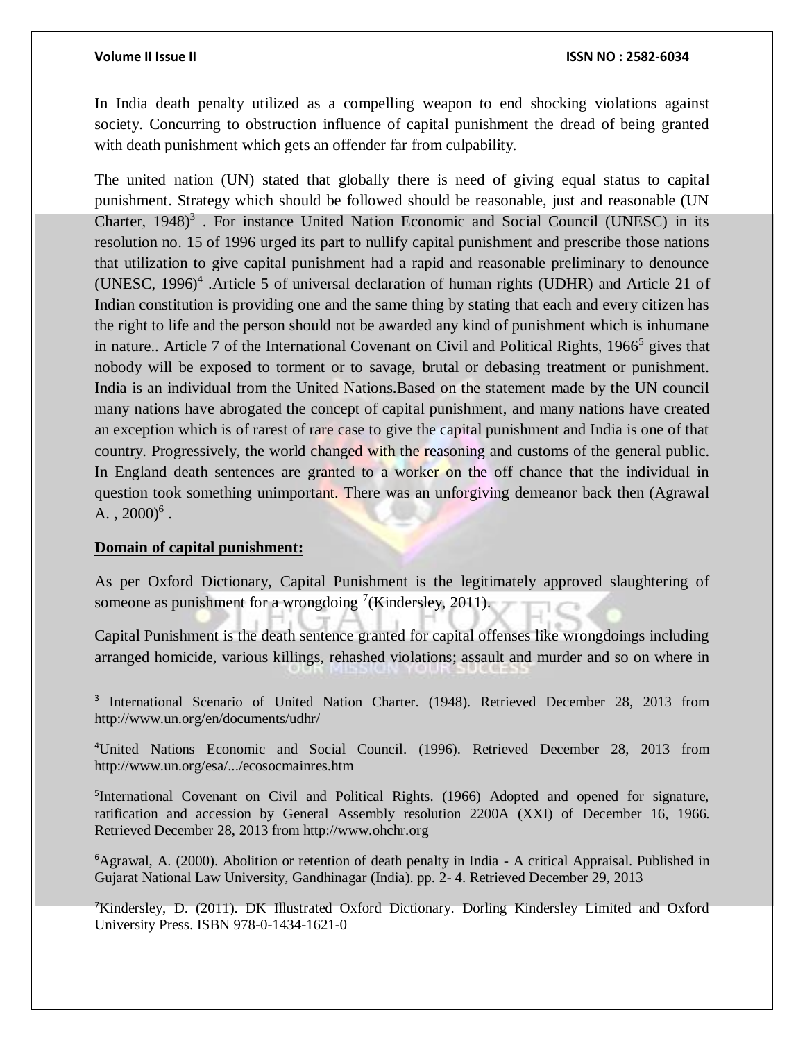In India death penalty utilized as a compelling weapon to end shocking violations against society. Concurring to obstruction influence of capital punishment the dread of being granted with death punishment which gets an offender far from culpability.

The united nation (UN) stated that globally there is need of giving equal status to capital punishment. Strategy which should be followed should be reasonable, just and reasonable (UN Charter, 1948)[3] . For instance United Nation Economic and Social Council (UNESC) in its resolution no. 15 of 1996 urged its part to nullify capital punishment and prescribe those nations that utilization to give capital punishment had a rapid and reasonable preliminary to denounce (UNESC, 1996)[4] .Article 5 of universal declaration of human rights (UDHR) and Article 21 of Indian constitution is providing one and the same thing by stating that each and every citizen has the right to life and the person should not be awarded any kind of punishment which is inhumane in nature.. Article 7 of the International Covenant on Civil and Political Rights, 1966[5] gives that nobody will be exposed to torment or to savage, brutal or debasing treatment or punishment. India is an individual from the United Nations.Based on the statement made by the UN council many nations have abrogated the concept of capital punishment, and many nations have created an exception which is of rarest of rare case to give the capital punishment and India is one of that country. Progressively, the world changed with the reasoning and customs of the general public. In England death sentences are granted to a worker on the off chance that the individual in question took something unimportant. There was an unforgiving demeanor back then (Agrawal A. , 2000)[6] .

**Domain of capital punishment:**

As per Oxford Dictionary, Capital Punishment is the legitimately approved slaughtering of someone as punishment for a wrongdoing [7](Kindersley, 2011).

Capital Punishment is the death sentence granted for capital offenses like wrongdoings including arranged homicide, various killings, rehashed violations; assault and murder and so on where in

---

[3] International Scenario of United Nation Charter. (1948). Retrieved December 28, 2013 from http://www.un.org/en/documents/udhr/

[4]United Nations Economic and Social Council. (1996). Retrieved December 28, 2013 from http://www.un.org/esa/.../ecosocmainres.htm

[5]International Covenant on Civil and Political Rights. (1966) Adopted and opened for signature, ratification and accession by General Assembly resolution 2200A (XXI) of December 16, 1966. Retrieved December 28, 2013 from http://www.ohchr.org

[6]Agrawal, A. (2000). Abolition or retention of death penalty in India - A critical Appraisal. Published in Gujarat National Law University, Gandhinagar (India). pp. 2- 4. Retrieved December 29, 2013

[7]Kindersley, D. (2011). DK Illustrated Oxford Dictionary. Dorling Kindersley Limited and Oxford University Press. ISBN 978-0-1434-1621-0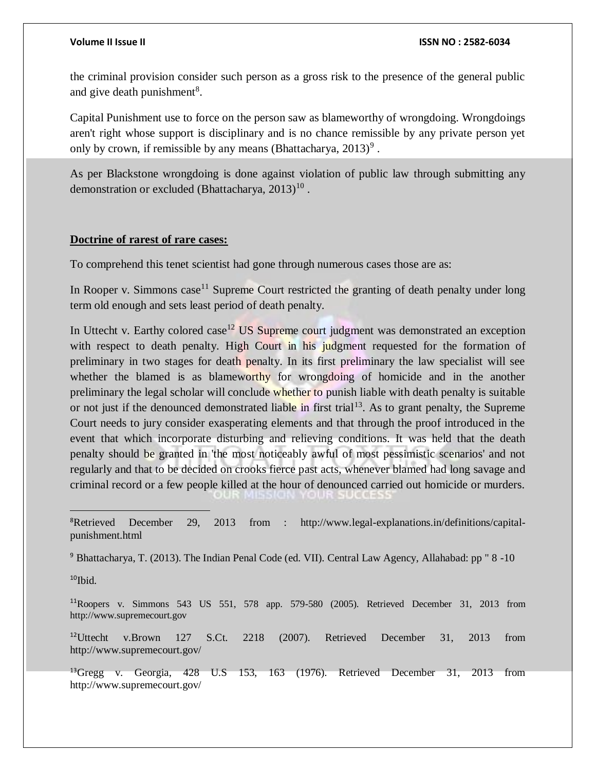the criminal provision consider such person as a gross risk to the presence of the general public and give death punishment[8].

Capital Punishment use to force on the person saw as blameworthy of wrongdoing. Wrongdoings aren't right whose support is disciplinary and is no chance remissible by any private person yet only by crown, if remissible by any means (Bhattacharya, 2013)[9] .

As per Blackstone wrongdoing is done against violation of public law through submitting any demonstration or excluded (Bhattacharya, 2013)[10] .

**Doctrine of rarest of rare cases:**

To comprehend this tenet scientist had gone through numerous cases those are as:

In Rooper v. Simmons case[11] Supreme Court restricted the granting of death penalty under long term old enough and sets least period of death penalty.

In Uttecht v. Earthy colored case[12] US Supreme court judgment was demonstrated an exception with respect to death penalty. High Court in his judgment requested for the formation of preliminary in two stages for death penalty. In its first preliminary the law specialist will see whether the blamed is as blameworthy for wrongdoing of homicide and in the another preliminary the legal scholar will conclude whether to punish liable with death penalty is suitable or not just if the denounced demonstrated liable in first trial[13]. As to grant penalty, the Supreme Court needs to jury consider exasperating elements and that through the proof introduced in the event that which incorporate disturbing and relieving conditions. It was held that the death penalty should be granted in 'the most noticeably awful of most pessimistic scenarios' and not regularly and that to be decided on crooks fierce past acts, whenever blamed had long savage and criminal record or a few people killed at the hour of denounced carried out homicide or murders.

---

[8]Retrieved December 29, 2013 from : http://www.legal-explanations.in/definitions/capital-punishment.html

[9] Bhattacharya, T. (2013). The Indian Penal Code (ed. VII). Central Law Agency, Allahabad: pp " 8 -10

[10]Ibid.

[11]Roopers v. Simmons 543 US 551, 578 app. 579-580 (2005). Retrieved December 31, 2013 from http://www.supremecourt.gov

[12]Uttecht v.Brown 127 S.Ct. 2218 (2007). Retrieved December 31, 2013 from http://www.supremecourt.gov/

[13]Gregg v. Georgia, 428 U.S 153, 163 (1976). Retrieved December 31, 2013 from http://www.supremecourt.gov/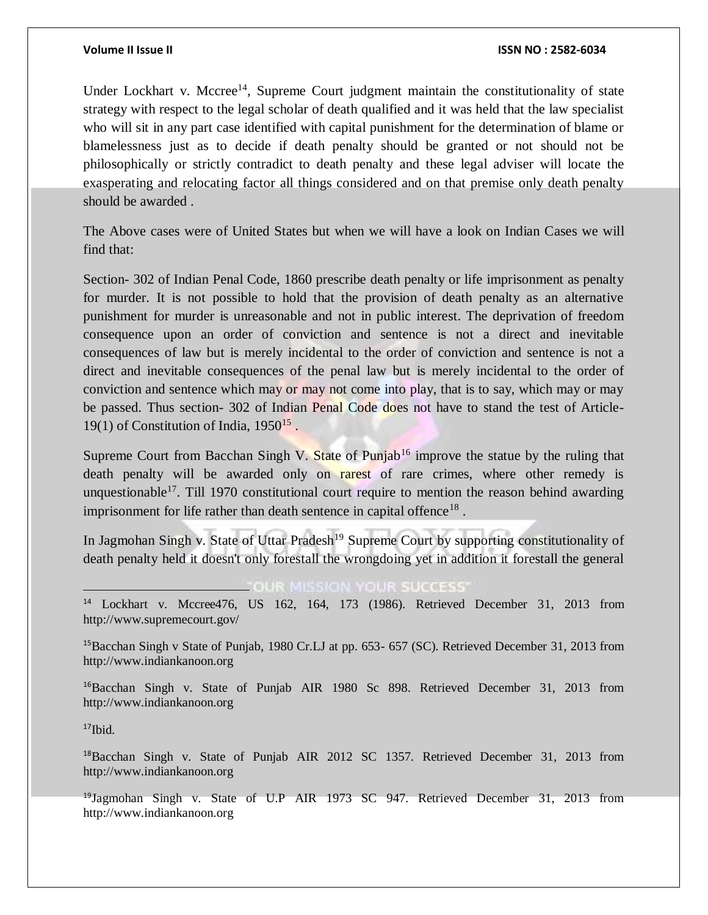Under Lockhart v. Mccree[14], Supreme Court judgment maintain the constitutionality of state strategy with respect to the legal scholar of death qualified and it was held that the law specialist who will sit in any part case identified with capital punishment for the determination of blame or blamelessness just as to decide if death penalty should be granted or not should not be philosophically or strictly contradict to death penalty and these legal adviser will locate the exasperating and relocating factor all things considered and on that premise only death penalty should be awarded .

The Above cases were of United States but when we will have a look on Indian Cases we will find that:

Section- 302 of Indian Penal Code, 1860 prescribe death penalty or life imprisonment as penalty for murder. It is not possible to hold that the provision of death penalty as an alternative punishment for murder is unreasonable and not in public interest. The deprivation of freedom consequence upon an order of conviction and sentence is not a direct and inevitable consequences of law but is merely incidental to the order of conviction and sentence is not a direct and inevitable consequences of the penal law but is merely incidental to the order of conviction and sentence which may or may not come into play, that is to say, which may or may be passed. Thus section- 302 of Indian Penal Code does not have to stand the test of Article-19(1) of Constitution of India, 1950[15] .

Supreme Court from Bacchan Singh V. State of Punjab[16] improve the statue by the ruling that death penalty will be awarded only on rarest of rare crimes, where other remedy is unquestionable[17]. Till 1970 constitutional court require to mention the reason behind awarding imprisonment for life rather than death sentence in capital offence[18] .

In Jagmohan Singh v. State of Uttar Pradesh[19] Supreme Court by supporting constitutionality of death penalty held it doesn't only forestall the wrongdoing yet in addition it forestall the general

---

[14] Lockhart v. Mccree476, US 162, 164, 173 (1986). Retrieved December 31, 2013 from http://www.supremecourt.gov/

[15] Bacchan Singh v State of Punjab, 1980 Cr.LJ at pp. 653- 657 (SC). Retrieved December 31, 2013 from http://www.indiankanoon.org

[16] Bacchan Singh v. State of Punjab AIR 1980 Sc 898. Retrieved December 31, 2013 from http://www.indiankanoon.org

[17] Ibid.

[18] Bacchan Singh v. State of Punjab AIR 2012 SC 1357. Retrieved December 31, 2013 from http://www.indiankanoon.org

[19] Jagmohan Singh v. State of U.P AIR 1973 SC 947. Retrieved December 31, 2013 from http://www.indiankanoon.org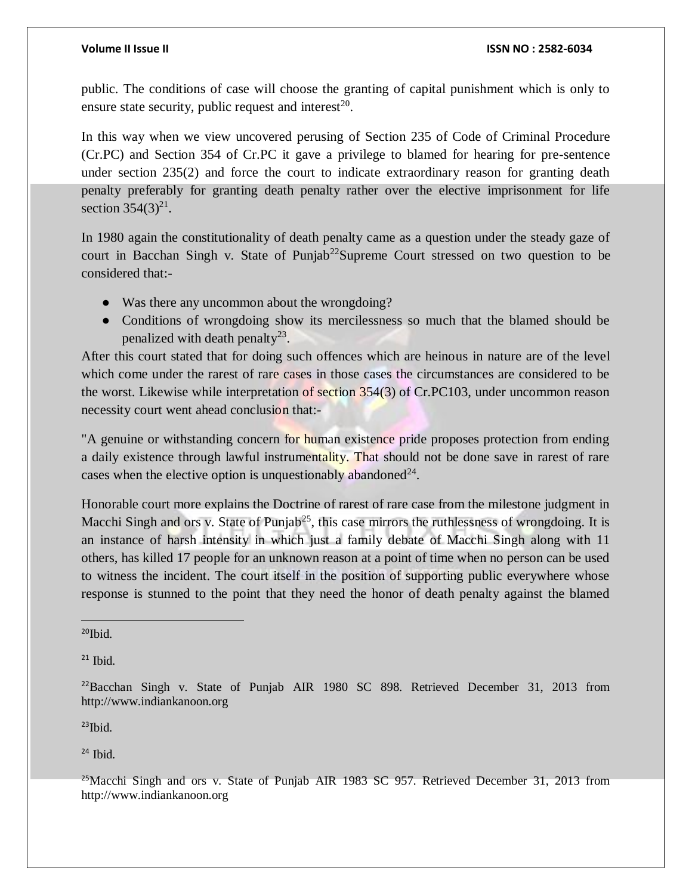public. The conditions of case will choose the granting of capital punishment which is only to ensure state security, public request and interest[20].

In this way when we view uncovered perusing of Section 235 of Code of Criminal Procedure (Cr.PC) and Section 354 of Cr.PC it gave a privilege to blamed for hearing for pre-sentence under section 235(2) and force the court to indicate extraordinary reason for granting death penalty preferably for granting death penalty rather over the elective imprisonment for life section 354(3)[21].

In 1980 again the constitutionality of death penalty came as a question under the steady gaze of court in Bacchan Singh v. State of Punjab[22]Supreme Court stressed on two question to be considered that:-

- Was there any uncommon about the wrongdoing?
- Conditions of wrongdoing show its mercilessness so much that the blamed should be penalized with death penalty[23].

After this court stated that for doing such offences which are heinous in nature are of the level which come under the rarest of rare cases in those cases the circumstances are considered to be the worst. Likewise while interpretation of section 354(3) of Cr.PC103, under uncommon reason necessity court went ahead conclusion that:-

"A genuine or withstanding concern for human existence pride proposes protection from ending a daily existence through lawful instrumentality. That should not be done save in rarest of rare cases when the elective option is unquestionably abandoned[24].

Honorable court more explains the Doctrine of rarest of rare case from the milestone judgment in Macchi Singh and ors v. State of Punjab[25], this case mirrors the ruthlessness of wrongdoing. It is an instance of harsh intensity in which just a family debate of Macchi Singh along with 11 others, has killed 17 people for an unknown reason at a point of time when no person can be used to witness the incident. The court itself in the position of supporting public everywhere whose response is stunned to the point that they need the honor of death penalty against the blamed

---

[20]Ibid.

[21] Ibid.

[22]Bacchan Singh v. State of Punjab AIR 1980 SC 898. Retrieved December 31, 2013 from http://www.indiankanoon.org

[23]Ibid.

[24] Ibid.

[25]Macchi Singh and ors v. State of Punjab AIR 1983 SC 957. Retrieved December 31, 2013 from http://www.indiankanoon.org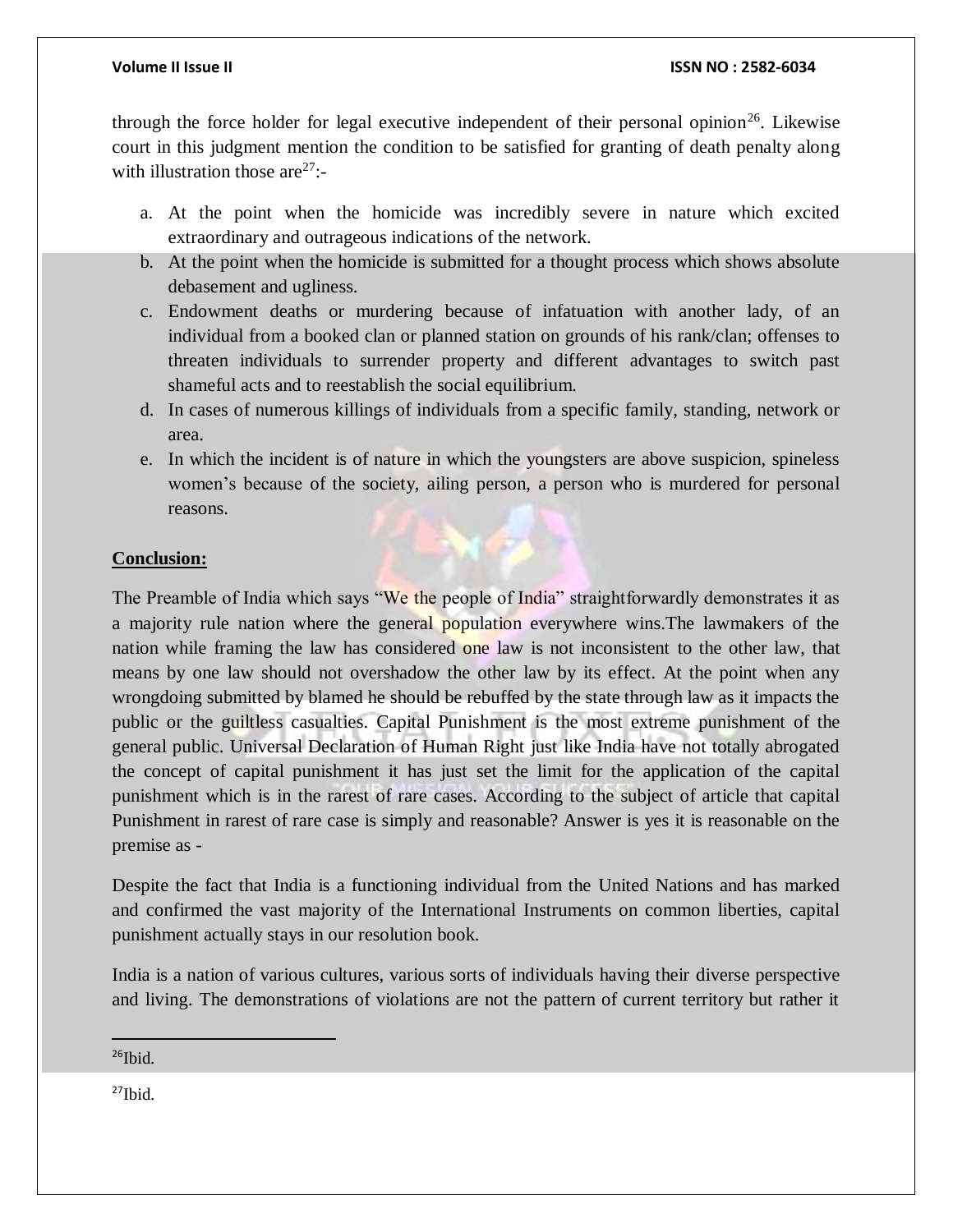through the force holder for legal executive independent of their personal opinion[26]. Likewise court in this judgment mention the condition to be satisfied for granting of death penalty along with illustration those are[27]:-

a. At the point when the homicide was incredibly severe in nature which excited extraordinary and outrageous indications of the network.
b. At the point when the homicide is submitted for a thought process which shows absolute debasement and ugliness.
c. Endowment deaths or murdering because of infatuation with another lady, of an individual from a booked clan or planned station on grounds of his rank/clan; offenses to threaten individuals to surrender property and different advantages to switch past shameful acts and to reestablish the social equilibrium.
d. In cases of numerous killings of individuals from a specific family, standing, network or area.
e. In which the incident is of nature in which the youngsters are above suspicion, spineless women's because of the society, ailing person, a person who is murdered for personal reasons.

**Conclusion:**

The Preamble of India which says "We the people of India" straightforwardly demonstrates it as a majority rule nation where the general population everywhere wins.The lawmakers of the nation while framing the law has considered one law is not inconsistent to the other law, that means by one law should not overshadow the other law by its effect. At the point when any wrongdoing submitted by blamed he should be rebuffed by the state through law as it impacts the public or the guiltless casualties. Capital Punishment is the most extreme punishment of the general public. Universal Declaration of Human Right just like India have not totally abrogated the concept of capital punishment it has just set the limit for the application of the capital punishment which is in the rarest of rare cases. According to the subject of article that capital Punishment in rarest of rare case is simply and reasonable? Answer is yes it is reasonable on the premise as -

Despite the fact that India is a functioning individual from the United Nations and has marked and confirmed the vast majority of the International Instruments on common liberties, capital punishment actually stays in our resolution book.

India is a nation of various cultures, various sorts of individuals having their diverse perspective and living. The demonstrations of violations are not the pattern of current territory but rather it

---

[26]Ibid.

[27]Ibid.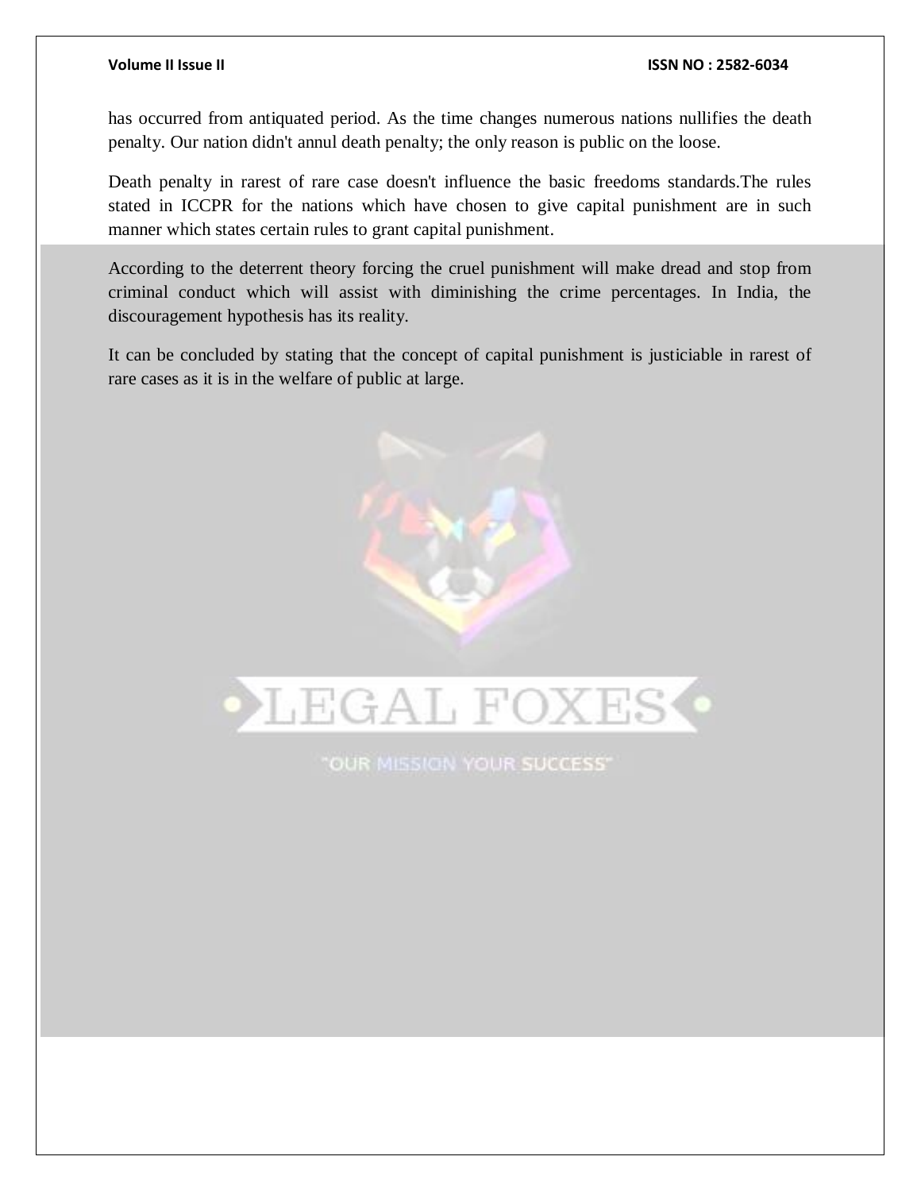has occurred from antiquated period. As the time changes numerous nations nullifies the death penalty. Our nation didn't annul death penalty; the only reason is public on the loose.

Death penalty in rarest of rare case doesn't influence the basic freedoms standards.The rules stated in ICCPR for the nations which have chosen to give capital punishment are in such manner which states certain rules to grant capital punishment.

According to the deterrent theory forcing the cruel punishment will make dread and stop from criminal conduct which will assist with diminishing the crime percentages. In India, the discouragement hypothesis has its reality.

It can be concluded by stating that the concept of capital punishment is justiciable in rarest of rare cases as it is in the welfare of public at large.